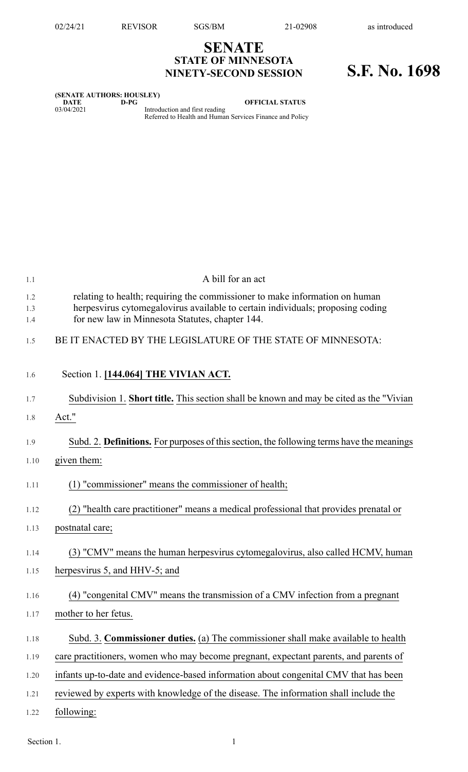# SENATE
## STATE OF MINNESOTA
## NINETY-SECOND SESSION

# S.F. No. 1698

**(SENATE AUTHORS: HOUSLEY)**

| **DATE** | **D-PG** | **OFFICIAL STATUS** |
|---|---|---|
| 03/04/2021 | | Introduction and first reading<br>Referred to Health and Human Services Finance and Policy |

A bill for an act

relating to health; requiring the commissioner to make information on human herpesvirus cytomegalovirus available to certain individuals; proposing coding for new law in Minnesota Statutes, chapter 144.

BE IT ENACTED BY THE LEGISLATURE OF THE STATE OF MINNESOTA:

Section 1. **[144.064] THE VIVIAN ACT.**

Subdivision 1. **Short title.** This section shall be known and may be cited as the "Vivian Act."

Subd. 2. **Definitions.** For purposes of this section, the following terms have the meanings given them:

(1) "commissioner" means the commissioner of health;

(2) "health care practitioner" means a medical professional that provides prenatal or postnatal care;

(3) "CMV" means the human herpesvirus cytomegalovirus, also called HCMV, human herpesvirus 5, and HHV-5; and

(4) "congenital CMV" means the transmission of a CMV infection from a pregnant mother to her fetus.

Subd. 3. **Commissioner duties.** (a) The commissioner shall make available to health care practitioners, women who may become pregnant, expectant parents, and parents of infants up-to-date and evidence-based information about congenital CMV that has been reviewed by experts with knowledge of the disease. The information shall include the following: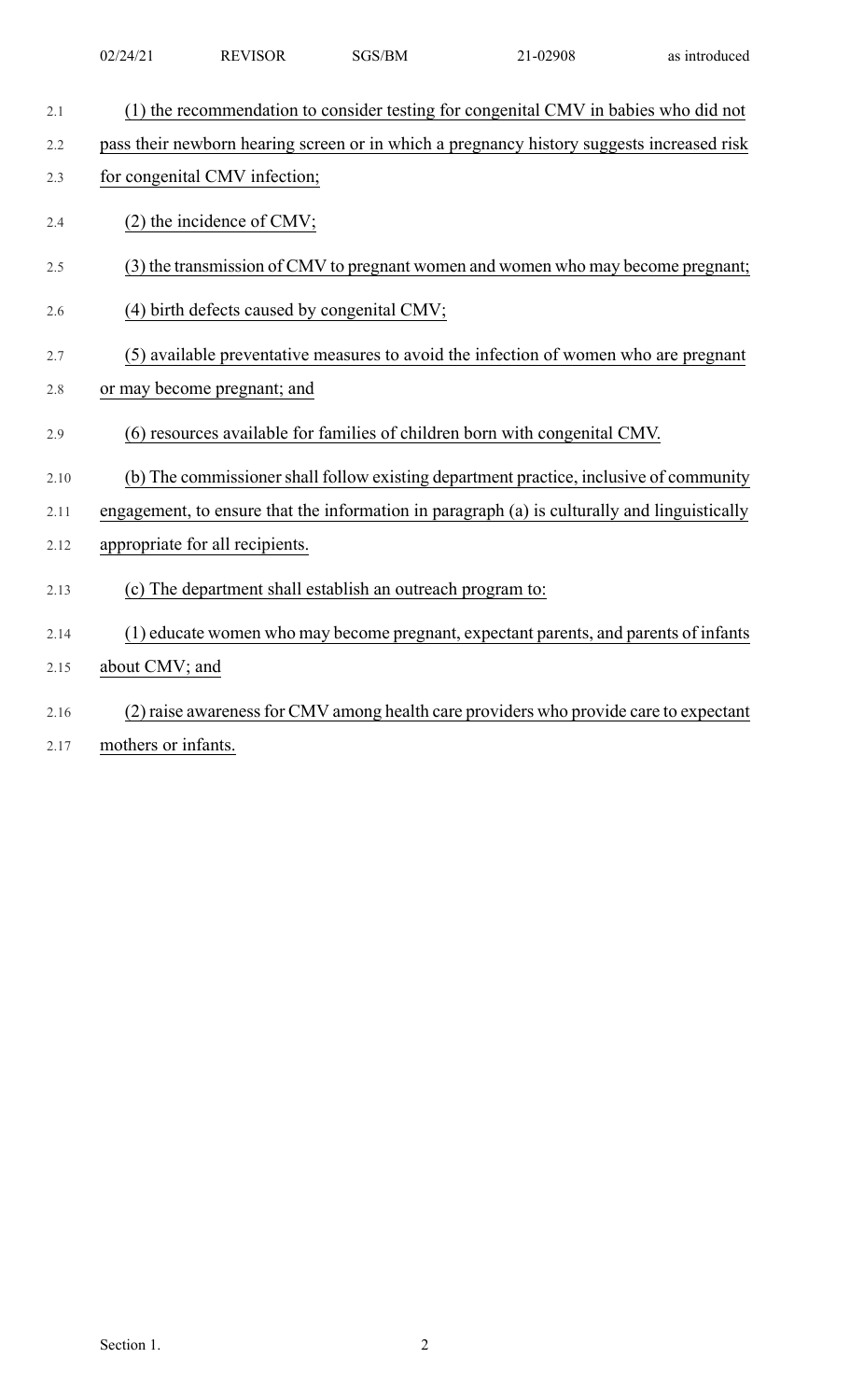(1) the recommendation to consider testing for congenital CMV in babies who did not pass their newborn hearing screen or in which a pregnancy history suggests increased risk for congenital CMV infection;

(2) the incidence of CMV;

(3) the transmission of CMV to pregnant women and women who may become pregnant;

(4) birth defects caused by congenital CMV;

(5) available preventative measures to avoid the infection of women who are pregnant or may become pregnant; and

(6) resources available for families of children born with congenital CMV.

(b) The commissioner shall follow existing department practice, inclusive of community engagement, to ensure that the information in paragraph (a) is culturally and linguistically appropriate for all recipients.

(c) The department shall establish an outreach program to:

(1) educate women who may become pregnant, expectant parents, and parents of infants about CMV; and

(2) raise awareness for CMV among health care providers who provide care to expectant mothers or infants.